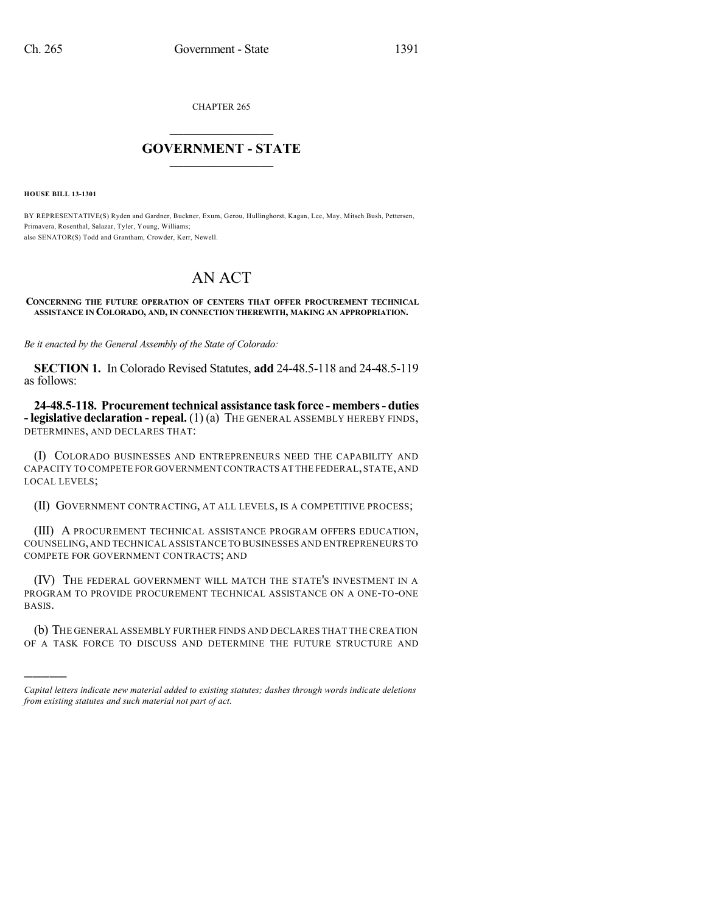CHAPTER 265

## GOVERNMENT - STATE

**HOUSE BILL 13-1301**

BY REPRESENTATIVE(S) Ryden and Gardner, Buckner, Exum, Gerou, Hullinghorst, Kagan, Lee, May, Mitsch Bush, Pettersen, Primavera, Rosenthal, Salazar, Tyler, Young, Williams;
also SENATOR(S) Todd and Grantham, Crowder, Kerr, Newell.

# AN ACT

**CONCERNING THE FUTURE OPERATION OF CENTERS THAT OFFER PROCUREMENT TECHNICAL ASSISTANCE IN COLORADO, AND, IN CONNECTION THEREWITH, MAKING AN APPROPRIATION.**

*Be it enacted by the General Assembly of the State of Colorado:*

**SECTION 1.** In Colorado Revised Statutes, **add** 24-48.5-118 and 24-48.5-119 as follows:

**24-48.5-118. Procurement technical assistance task force - members - duties - legislative declaration - repeal.** (1) (a) THE GENERAL ASSEMBLY HEREBY FINDS, DETERMINES, AND DECLARES THAT:

(I) COLORADO BUSINESSES AND ENTREPRENEURS NEED THE CAPABILITY AND CAPACITY TO COMPETE FOR GOVERNMENT CONTRACTS AT THE FEDERAL, STATE, AND LOCAL LEVELS;

(II) GOVERNMENT CONTRACTING, AT ALL LEVELS, IS A COMPETITIVE PROCESS;

(III) A PROCUREMENT TECHNICAL ASSISTANCE PROGRAM OFFERS EDUCATION, COUNSELING, AND TECHNICAL ASSISTANCE TO BUSINESSES AND ENTREPRENEURS TO COMPETE FOR GOVERNMENT CONTRACTS; AND

(IV) THE FEDERAL GOVERNMENT WILL MATCH THE STATE'S INVESTMENT IN A PROGRAM TO PROVIDE PROCUREMENT TECHNICAL ASSISTANCE ON A ONE-TO-ONE BASIS.

(b) THE GENERAL ASSEMBLY FURTHER FINDS AND DECLARES THAT THE CREATION OF A TASK FORCE TO DISCUSS AND DETERMINE THE FUTURE STRUCTURE AND

*Capital letters indicate new material added to existing statutes; dashes through words indicate deletions from existing statutes and such material not part of act.*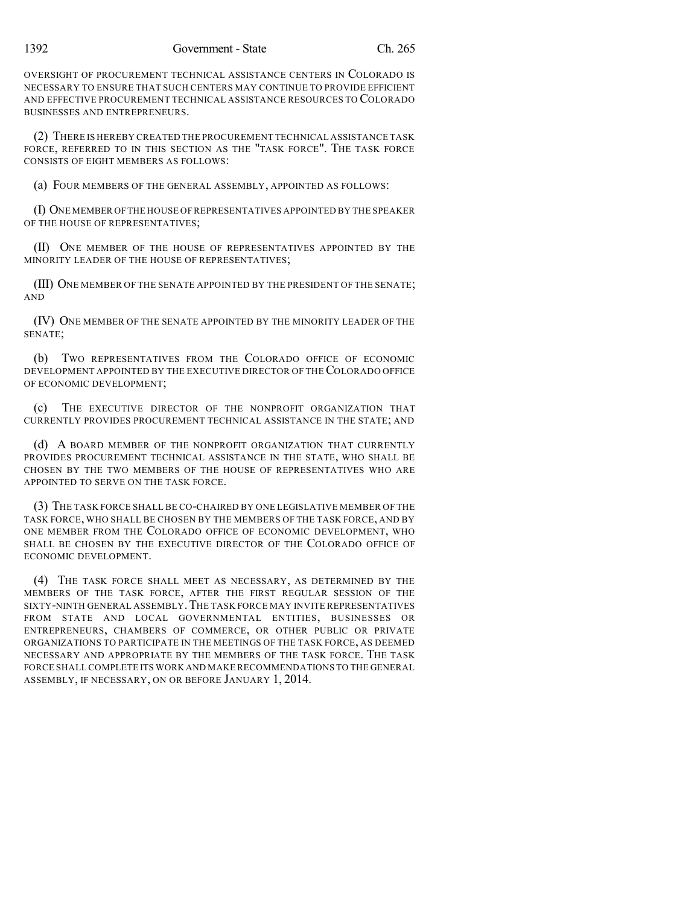OVERSIGHT OF PROCUREMENT TECHNICAL ASSISTANCE CENTERS IN COLORADO IS NECESSARY TO ENSURE THAT SUCH CENTERS MAY CONTINUE TO PROVIDE EFFICIENT AND EFFECTIVE PROCUREMENT TECHNICAL ASSISTANCE RESOURCES TO COLORADO BUSINESSES AND ENTREPRENEURS.

(2) THERE IS HEREBY CREATED THE PROCUREMENT TECHNICAL ASSISTANCE TASK FORCE, REFERRED TO IN THIS SECTION AS THE "TASK FORCE". THE TASK FORCE CONSISTS OF EIGHT MEMBERS AS FOLLOWS:

(a) FOUR MEMBERS OF THE GENERAL ASSEMBLY, APPOINTED AS FOLLOWS:

(I) ONE MEMBER OF THE HOUSE OF REPRESENTATIVES APPOINTED BY THE SPEAKER OF THE HOUSE OF REPRESENTATIVES;

(II) ONE MEMBER OF THE HOUSE OF REPRESENTATIVES APPOINTED BY THE MINORITY LEADER OF THE HOUSE OF REPRESENTATIVES;

(III) ONE MEMBER OF THE SENATE APPOINTED BY THE PRESIDENT OF THE SENATE; AND

(IV) ONE MEMBER OF THE SENATE APPOINTED BY THE MINORITY LEADER OF THE SENATE;

(b) TWO REPRESENTATIVES FROM THE COLORADO OFFICE OF ECONOMIC DEVELOPMENT APPOINTED BY THE EXECUTIVE DIRECTOR OF THE COLORADO OFFICE OF ECONOMIC DEVELOPMENT;

(c) THE EXECUTIVE DIRECTOR OF THE NONPROFIT ORGANIZATION THAT CURRENTLY PROVIDES PROCUREMENT TECHNICAL ASSISTANCE IN THE STATE; AND

(d) A BOARD MEMBER OF THE NONPROFIT ORGANIZATION THAT CURRENTLY PROVIDES PROCUREMENT TECHNICAL ASSISTANCE IN THE STATE, WHO SHALL BE CHOSEN BY THE TWO MEMBERS OF THE HOUSE OF REPRESENTATIVES WHO ARE APPOINTED TO SERVE ON THE TASK FORCE.

(3) THE TASK FORCE SHALL BE CO-CHAIRED BY ONE LEGISLATIVE MEMBER OF THE TASK FORCE, WHO SHALL BE CHOSEN BY THE MEMBERS OF THE TASK FORCE, AND BY ONE MEMBER FROM THE COLORADO OFFICE OF ECONOMIC DEVELOPMENT, WHO SHALL BE CHOSEN BY THE EXECUTIVE DIRECTOR OF THE COLORADO OFFICE OF ECONOMIC DEVELOPMENT.

(4) THE TASK FORCE SHALL MEET AS NECESSARY, AS DETERMINED BY THE MEMBERS OF THE TASK FORCE, AFTER THE FIRST REGULAR SESSION OF THE SIXTY-NINTH GENERAL ASSEMBLY. THE TASK FORCE MAY INVITE REPRESENTATIVES FROM STATE AND LOCAL GOVERNMENTAL ENTITIES, BUSINESSES OR ENTREPRENEURS, CHAMBERS OF COMMERCE, OR OTHER PUBLIC OR PRIVATE ORGANIZATIONS TO PARTICIPATE IN THE MEETINGS OF THE TASK FORCE, AS DEEMED NECESSARY AND APPROPRIATE BY THE MEMBERS OF THE TASK FORCE. THE TASK FORCE SHALL COMPLETE ITS WORK AND MAKE RECOMMENDATIONS TO THE GENERAL ASSEMBLY, IF NECESSARY, ON OR BEFORE JANUARY 1, 2014.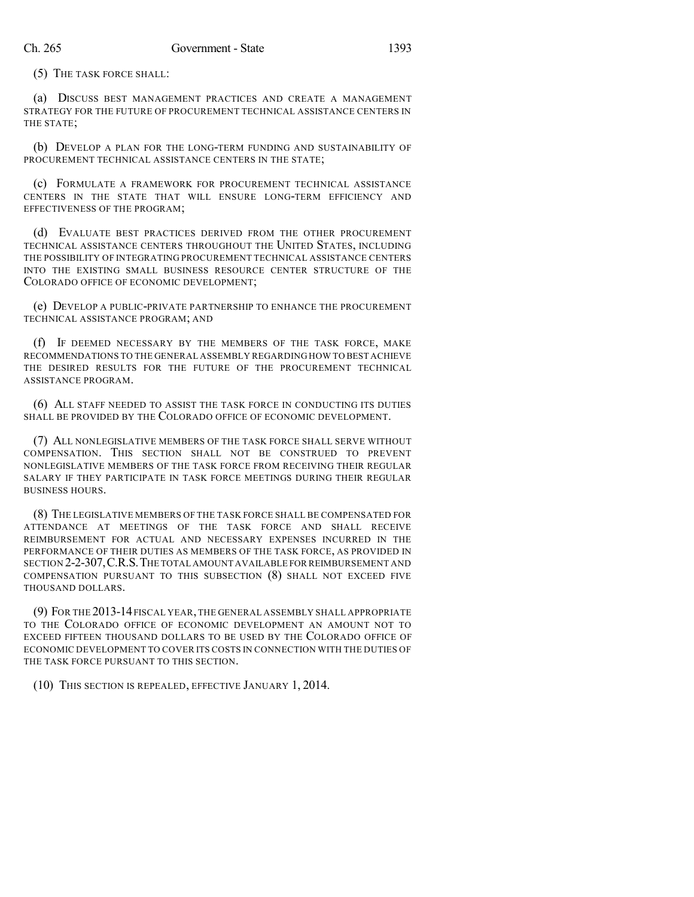(5) THE TASK FORCE SHALL:

(a) DISCUSS BEST MANAGEMENT PRACTICES AND CREATE A MANAGEMENT STRATEGY FOR THE FUTURE OF PROCUREMENT TECHNICAL ASSISTANCE CENTERS IN THE STATE;

(b) DEVELOP A PLAN FOR THE LONG-TERM FUNDING AND SUSTAINABILITY OF PROCUREMENT TECHNICAL ASSISTANCE CENTERS IN THE STATE;

(c) FORMULATE A FRAMEWORK FOR PROCUREMENT TECHNICAL ASSISTANCE CENTERS IN THE STATE THAT WILL ENSURE LONG-TERM EFFICIENCY AND EFFECTIVENESS OF THE PROGRAM;

(d) EVALUATE BEST PRACTICES DERIVED FROM THE OTHER PROCUREMENT TECHNICAL ASSISTANCE CENTERS THROUGHOUT THE UNITED STATES, INCLUDING THE POSSIBILITY OF INTEGRATING PROCUREMENT TECHNICAL ASSISTANCE CENTERS INTO THE EXISTING SMALL BUSINESS RESOURCE CENTER STRUCTURE OF THE COLORADO OFFICE OF ECONOMIC DEVELOPMENT;

(e) DEVELOP A PUBLIC-PRIVATE PARTNERSHIP TO ENHANCE THE PROCUREMENT TECHNICAL ASSISTANCE PROGRAM; AND

(f) IF DEEMED NECESSARY BY THE MEMBERS OF THE TASK FORCE, MAKE RECOMMENDATIONS TO THE GENERAL ASSEMBLY REGARDING HOW TO BEST ACHIEVE THE DESIRED RESULTS FOR THE FUTURE OF THE PROCUREMENT TECHNICAL ASSISTANCE PROGRAM.

(6) ALL STAFF NEEDED TO ASSIST THE TASK FORCE IN CONDUCTING ITS DUTIES SHALL BE PROVIDED BY THE COLORADO OFFICE OF ECONOMIC DEVELOPMENT.

(7) ALL NONLEGISLATIVE MEMBERS OF THE TASK FORCE SHALL SERVE WITHOUT COMPENSATION. THIS SECTION SHALL NOT BE CONSTRUED TO PREVENT NONLEGISLATIVE MEMBERS OF THE TASK FORCE FROM RECEIVING THEIR REGULAR SALARY IF THEY PARTICIPATE IN TASK FORCE MEETINGS DURING THEIR REGULAR BUSINESS HOURS.

(8) THE LEGISLATIVE MEMBERS OF THE TASK FORCE SHALL BE COMPENSATED FOR ATTENDANCE AT MEETINGS OF THE TASK FORCE AND SHALL RECEIVE REIMBURSEMENT FOR ACTUAL AND NECESSARY EXPENSES INCURRED IN THE PERFORMANCE OF THEIR DUTIES AS MEMBERS OF THE TASK FORCE, AS PROVIDED IN SECTION 2-2-307, C.R.S. THE TOTAL AMOUNT AVAILABLE FOR REIMBURSEMENT AND COMPENSATION PURSUANT TO THIS SUBSECTION (8) SHALL NOT EXCEED FIVE THOUSAND DOLLARS.

(9) FOR THE 2013-14 FISCAL YEAR, THE GENERAL ASSEMBLY SHALL APPROPRIATE TO THE COLORADO OFFICE OF ECONOMIC DEVELOPMENT AN AMOUNT NOT TO EXCEED FIFTEEN THOUSAND DOLLARS TO BE USED BY THE COLORADO OFFICE OF ECONOMIC DEVELOPMENT TO COVER ITS COSTS IN CONNECTION WITH THE DUTIES OF THE TASK FORCE PURSUANT TO THIS SECTION.

(10) THIS SECTION IS REPEALED, EFFECTIVE JANUARY 1, 2014.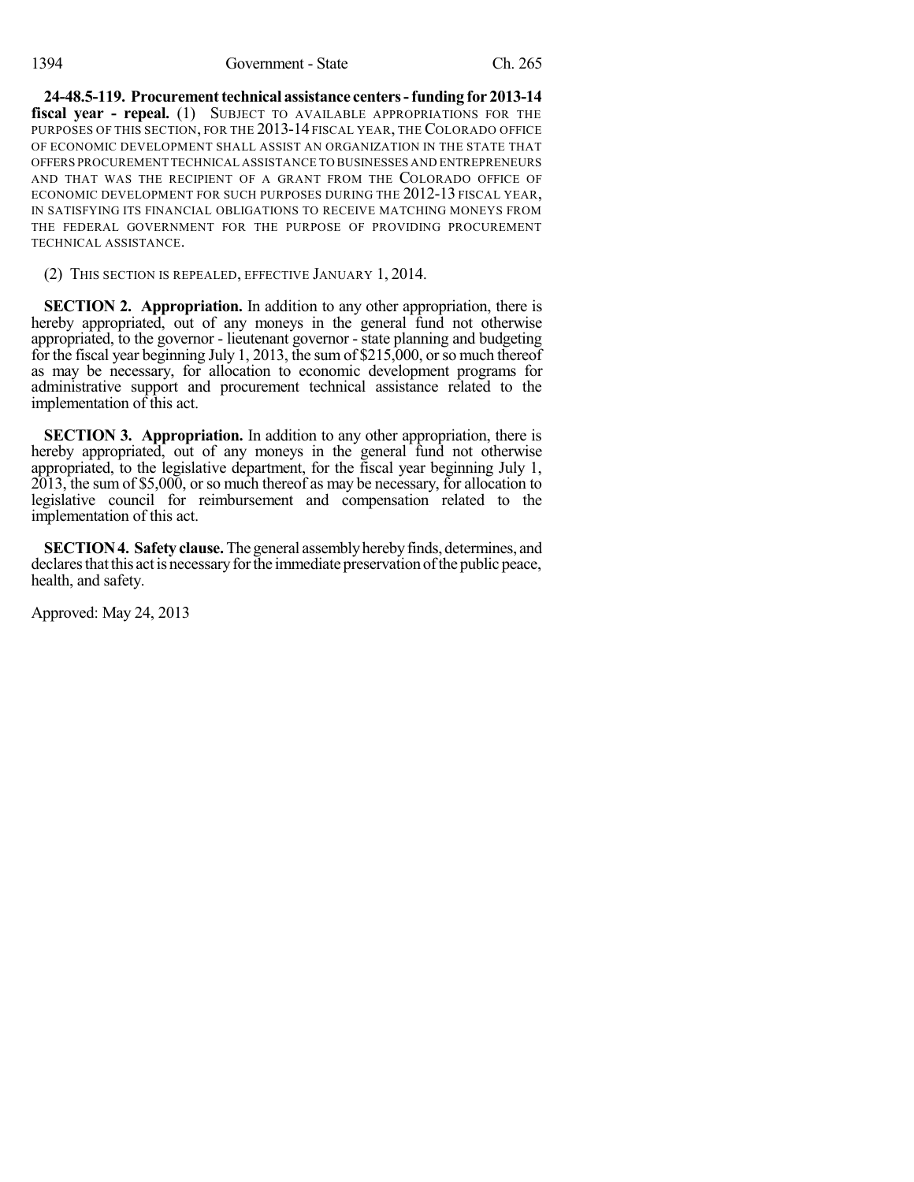**24-48.5-119. Procurement technical assistance centers - funding for 2013-14 fiscal year - repeal.** (1) SUBJECT TO AVAILABLE APPROPRIATIONS FOR THE PURPOSES OF THIS SECTION, FOR THE 2013-14 FISCAL YEAR, THE COLORADO OFFICE OF ECONOMIC DEVELOPMENT SHALL ASSIST AN ORGANIZATION IN THE STATE THAT OFFERS PROCUREMENT TECHNICAL ASSISTANCE TO BUSINESSES AND ENTREPRENEURS AND THAT WAS THE RECIPIENT OF A GRANT FROM THE COLORADO OFFICE OF ECONOMIC DEVELOPMENT FOR SUCH PURPOSES DURING THE 2012-13 FISCAL YEAR, IN SATISFYING ITS FINANCIAL OBLIGATIONS TO RECEIVE MATCHING MONEYS FROM THE FEDERAL GOVERNMENT FOR THE PURPOSE OF PROVIDING PROCUREMENT TECHNICAL ASSISTANCE.

(2) THIS SECTION IS REPEALED, EFFECTIVE JANUARY 1, 2014.

**SECTION 2. Appropriation.** In addition to any other appropriation, there is hereby appropriated, out of any moneys in the general fund not otherwise appropriated, to the governor - lieutenant governor - state planning and budgeting for the fiscal year beginning July 1, 2013, the sum of $215,000, or so much thereof as may be necessary, for allocation to economic development programs for administrative support and procurement technical assistance related to the implementation of this act.

**SECTION 3. Appropriation.** In addition to any other appropriation, there is hereby appropriated, out of any moneys in the general fund not otherwise appropriated, to the legislative department, for the fiscal year beginning July 1, 2013, the sum of $5,000, or so much thereof as may be necessary, for allocation to legislative council for reimbursement and compensation related to the implementation of this act.

**SECTION 4. Safety clause.** The general assembly hereby finds, determines, and declares that this act is necessary for the immediate preservation of the public peace, health, and safety.

Approved: May 24, 2013